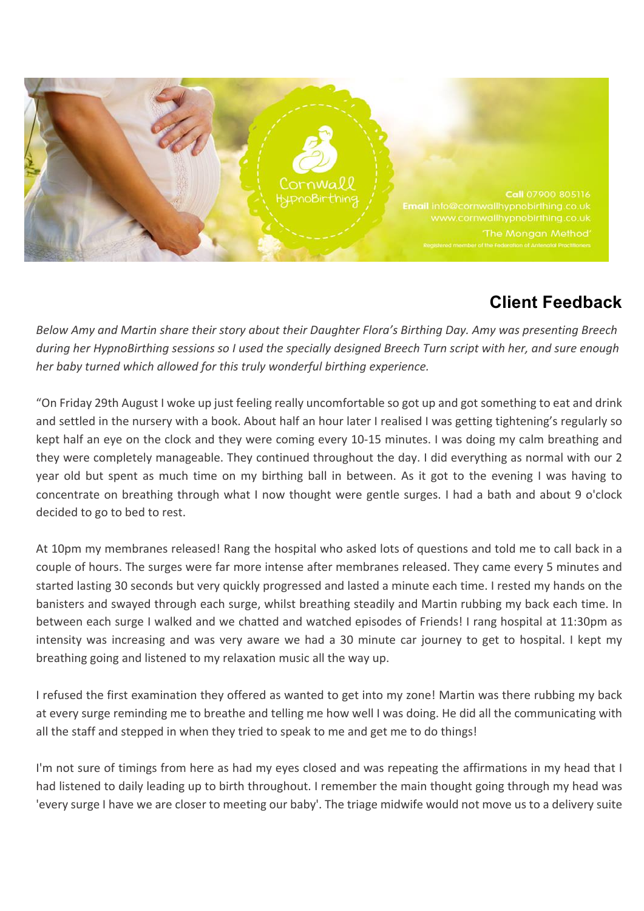Cornwall HypnoBirthing

**Call** 07900 805116
**Email** info@cornwallhypnobirthing.co.uk
www.cornwallhypnobirthing.co.uk
'The Mongan Method'
Registered member of the Federation of Antenatal Practitioners

## Client Feedback

*Below Amy and Martin share their story about their Daughter Flora's Birthing Day. Amy was presenting Breech during her HypnoBirthing sessions so I used the specially designed Breech Turn script with her, and sure enough her baby turned which allowed for this truly wonderful birthing experience.*

"On Friday 29th August I woke up just feeling really uncomfortable so got up and got something to eat and drink and settled in the nursery with a book. About half an hour later I realised I was getting tightening's regularly so kept half an eye on the clock and they were coming every 10-15 minutes. I was doing my calm breathing and they were completely manageable. They continued throughout the day. I did everything as normal with our 2 year old but spent as much time on my birthing ball in between. As it got to the evening I was having to concentrate on breathing through what I now thought were gentle surges. I had a bath and about 9 o'clock decided to go to bed to rest.

At 10pm my membranes released! Rang the hospital who asked lots of questions and told me to call back in a couple of hours. The surges were far more intense after membranes released. They came every 5 minutes and started lasting 30 seconds but very quickly progressed and lasted a minute each time. I rested my hands on the banisters and swayed through each surge, whilst breathing steadily and Martin rubbing my back each time. In between each surge I walked and we chatted and watched episodes of Friends! I rang hospital at 11:30pm as intensity was increasing and was very aware we had a 30 minute car journey to get to hospital. I kept my breathing going and listened to my relaxation music all the way up.

I refused the first examination they offered as wanted to get into my zone! Martin was there rubbing my back at every surge reminding me to breathe and telling me how well I was doing. He did all the communicating with all the staff and stepped in when they tried to speak to me and get me to do things!

I'm not sure of timings from here as had my eyes closed and was repeating the affirmations in my head that I had listened to daily leading up to birth throughout. I remember the main thought going through my head was 'every surge I have we are closer to meeting our baby'. The triage midwife would not move us to a delivery suite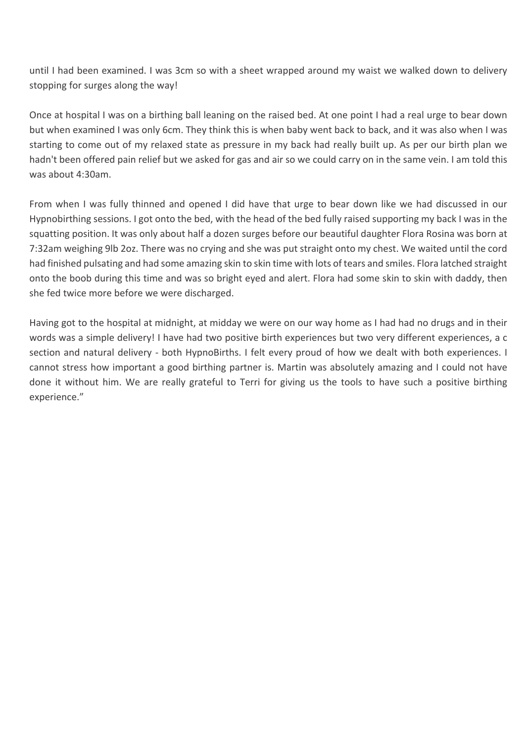until I had been examined. I was 3cm so with a sheet wrapped around my waist we walked down to delivery stopping for surges along the way!

Once at hospital I was on a birthing ball leaning on the raised bed. At one point I had a real urge to bear down but when examined I was only 6cm. They think this is when baby went back to back, and it was also when I was starting to come out of my relaxed state as pressure in my back had really built up. As per our birth plan we hadn't been offered pain relief but we asked for gas and air so we could carry on in the same vein. I am told this was about 4:30am.

From when I was fully thinned and opened I did have that urge to bear down like we had discussed in our Hypnobirthing sessions. I got onto the bed, with the head of the bed fully raised supporting my back I was in the squatting position. It was only about half a dozen surges before our beautiful daughter Flora Rosina was born at 7:32am weighing 9lb 2oz. There was no crying and she was put straight onto my chest. We waited until the cord had finished pulsating and had some amazing skin to skin time with lots of tears and smiles. Flora latched straight onto the boob during this time and was so bright eyed and alert. Flora had some skin to skin with daddy, then she fed twice more before we were discharged.

Having got to the hospital at midnight, at midday we were on our way home as I had had no drugs and in their words was a simple delivery! I have had two positive birth experiences but two very different experiences, a c section and natural delivery - both HypnoBirths. I felt every proud of how we dealt with both experiences. I cannot stress how important a good birthing partner is. Martin was absolutely amazing and I could not have done it without him. We are really grateful to Terri for giving us the tools to have such a positive birthing experience."